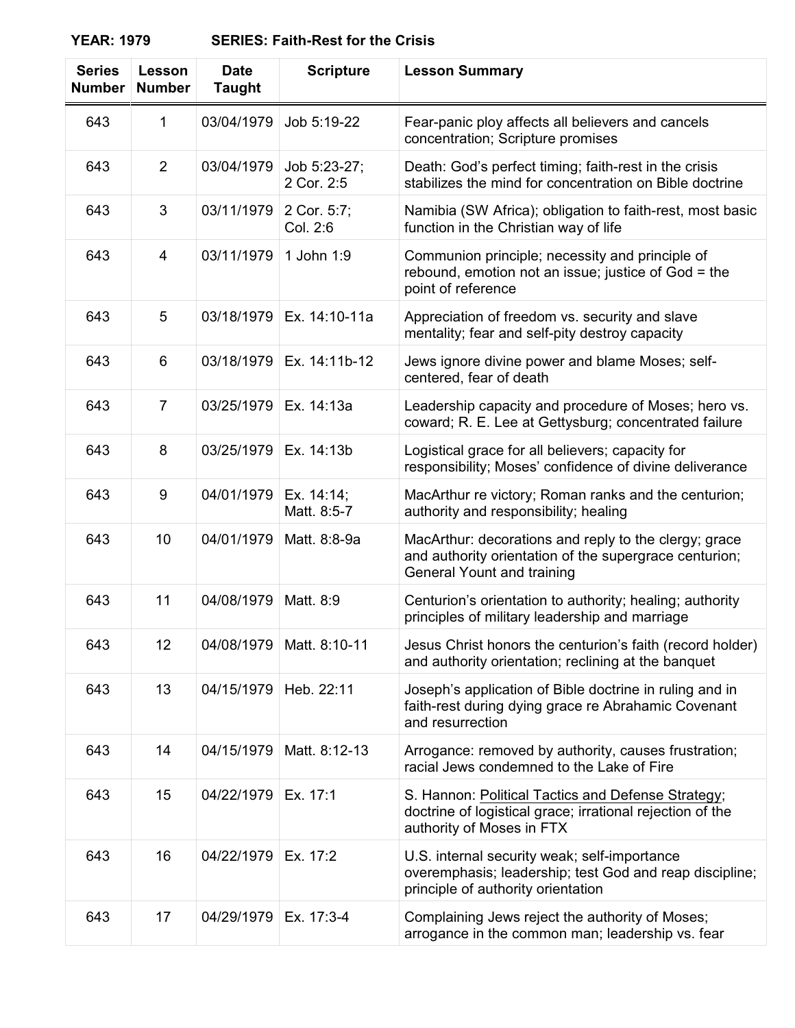**YEAR: 1979 SERIES: Faith-Rest for the Crisis**

| Series Number | Lesson Number | Date Taught | Scripture | Lesson Summary |
|---|---|---|---|---|
| 643 | 1 | 03/04/1979 | Job 5:19-22 | Fear-panic ploy affects all believers and cancels concentration; Scripture promises |
| 643 | 2 | 03/04/1979 | Job 5:23-27; 2 Cor. 2:5 | Death: God's perfect timing; faith-rest in the crisis stabilizes the mind for concentration on Bible doctrine |
| 643 | 3 | 03/11/1979 | 2 Cor. 5:7; Col. 2:6 | Namibia (SW Africa); obligation to faith-rest, most basic function in the Christian way of life |
| 643 | 4 | 03/11/1979 | 1 John 1:9 | Communion principle; necessity and principle of rebound, emotion not an issue; justice of God = the point of reference |
| 643 | 5 | 03/18/1979 | Ex. 14:10-11a | Appreciation of freedom vs. security and slave mentality; fear and self-pity destroy capacity |
| 643 | 6 | 03/18/1979 | Ex. 14:11b-12 | Jews ignore divine power and blame Moses; self-centered, fear of death |
| 643 | 7 | 03/25/1979 | Ex. 14:13a | Leadership capacity and procedure of Moses; hero vs. coward; R. E. Lee at Gettysburg; concentrated failure |
| 643 | 8 | 03/25/1979 | Ex. 14:13b | Logistical grace for all believers; capacity for responsibility; Moses' confidence of divine deliverance |
| 643 | 9 | 04/01/1979 | Ex. 14:14; Matt. 8:5-7 | MacArthur re victory; Roman ranks and the centurion; authority and responsibility; healing |
| 643 | 10 | 04/01/1979 | Matt. 8:8-9a | MacArthur: decorations and reply to the clergy; grace and authority orientation of the supergrace centurion; General Yount and training |
| 643 | 11 | 04/08/1979 | Matt. 8:9 | Centurion's orientation to authority; healing; authority principles of military leadership and marriage |
| 643 | 12 | 04/08/1979 | Matt. 8:10-11 | Jesus Christ honors the centurion's faith (record holder) and authority orientation; reclining at the banquet |
| 643 | 13 | 04/15/1979 | Heb. 22:11 | Joseph's application of Bible doctrine in ruling and in faith-rest during dying grace re Abrahamic Covenant and resurrection |
| 643 | 14 | 04/15/1979 | Matt. 8:12-13 | Arrogance: removed by authority, causes frustration; racial Jews condemned to the Lake of Fire |
| 643 | 15 | 04/22/1979 | Ex. 17:1 | S. Hannon: Political Tactics and Defense Strategy; doctrine of logistical grace; irrational rejection of the authority of Moses in FTX |
| 643 | 16 | 04/22/1979 | Ex. 17:2 | U.S. internal security weak; self-importance overemphasis; leadership; test God and reap discipline; principle of authority orientation |
| 643 | 17 | 04/29/1979 | Ex. 17:3-4 | Complaining Jews reject the authority of Moses; arrogance in the common man; leadership vs. fear |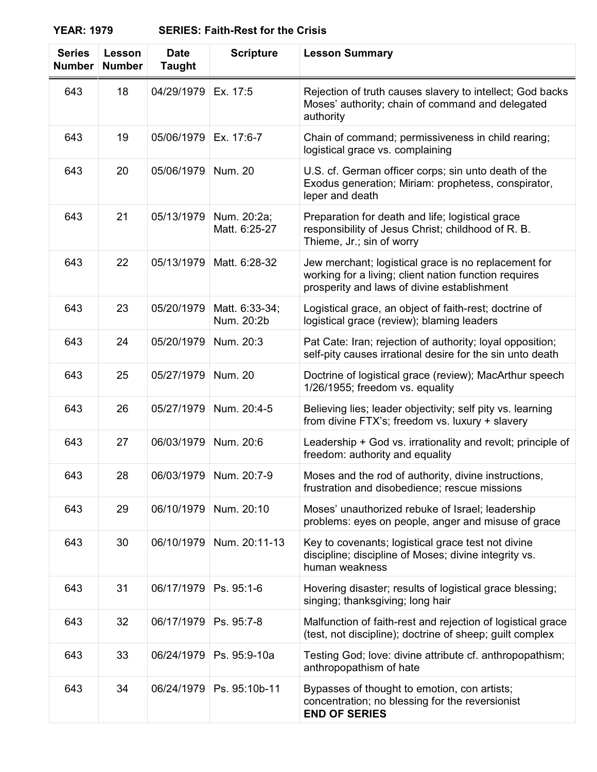**YEAR: 1979 SERIES: Faith-Rest for the Crisis**

| Series Number | Lesson Number | Date Taught | Scripture | Lesson Summary |
|---|---|---|---|---|
| 643 | 18 | 04/29/1979 | Ex. 17:5 | Rejection of truth causes slavery to intellect; God backs Moses' authority; chain of command and delegated authority |
| 643 | 19 | 05/06/1979 | Ex. 17:6-7 | Chain of command; permissiveness in child rearing; logistical grace vs. complaining |
| 643 | 20 | 05/06/1979 | Num. 20 | U.S. cf. German officer corps; sin unto death of the Exodus generation; Miriam: prophetess, conspirator, leper and death |
| 643 | 21 | 05/13/1979 | Num. 20:2a; Matt. 6:25-27 | Preparation for death and life; logistical grace responsibility of Jesus Christ; childhood of R. B. Thieme, Jr.; sin of worry |
| 643 | 22 | 05/13/1979 | Matt. 6:28-32 | Jew merchant; logistical grace is no replacement for working for a living; client nation function requires prosperity and laws of divine establishment |
| 643 | 23 | 05/20/1979 | Matt. 6:33-34; Num. 20:2b | Logistical grace, an object of faith-rest; doctrine of logistical grace (review); blaming leaders |
| 643 | 24 | 05/20/1979 | Num. 20:3 | Pat Cate: Iran; rejection of authority; loyal opposition; self-pity causes irrational desire for the sin unto death |
| 643 | 25 | 05/27/1979 | Num. 20 | Doctrine of logistical grace (review); MacArthur speech 1/26/1955; freedom vs. equality |
| 643 | 26 | 05/27/1979 | Num. 20:4-5 | Believing lies; leader objectivity; self pity vs. learning from divine FTX's; freedom vs. luxury + slavery |
| 643 | 27 | 06/03/1979 | Num. 20:6 | Leadership + God vs. irrationality and revolt; principle of freedom: authority and equality |
| 643 | 28 | 06/03/1979 | Num. 20:7-9 | Moses and the rod of authority, divine instructions, frustration and disobedience; rescue missions |
| 643 | 29 | 06/10/1979 | Num. 20:10 | Moses' unauthorized rebuke of Israel; leadership problems: eyes on people, anger and misuse of grace |
| 643 | 30 | 06/10/1979 | Num. 20:11-13 | Key to covenants; logistical grace test not divine discipline; discipline of Moses; divine integrity vs. human weakness |
| 643 | 31 | 06/17/1979 | Ps. 95:1-6 | Hovering disaster; results of logistical grace blessing; singing; thanksgiving; long hair |
| 643 | 32 | 06/17/1979 | Ps. 95:7-8 | Malfunction of faith-rest and rejection of logistical grace (test, not discipline); doctrine of sheep; guilt complex |
| 643 | 33 | 06/24/1979 | Ps. 95:9-10a | Testing God; love: divine attribute cf. anthropopathism; anthropopathism of hate |
| 643 | 34 | 06/24/1979 | Ps. 95:10b-11 | Bypasses of thought to emotion, con artists; concentration; no blessing for the reversionist **END OF SERIES** |